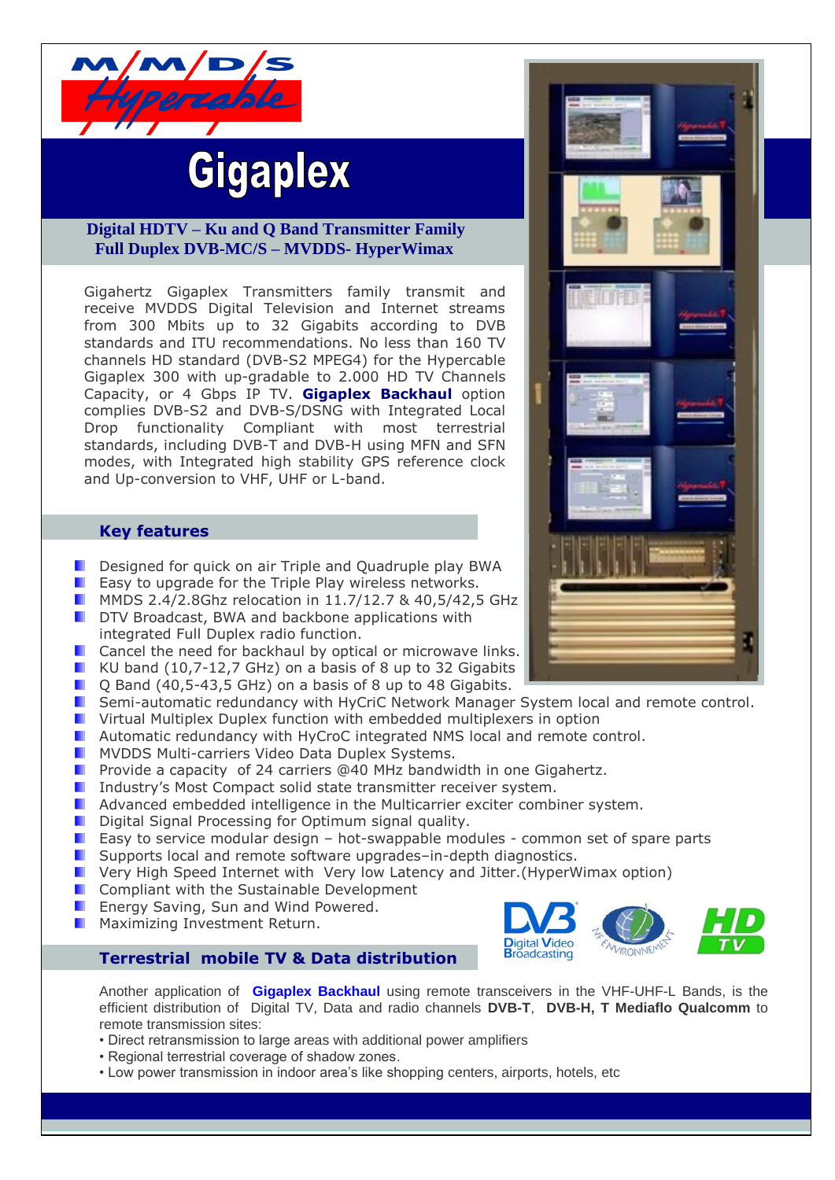# Gigaplex

**Digital HDTV – Ku and Q Band Transmitter Family**
**Full Duplex DVB-MC/S – MVDDS- HyperWimax**

Gigahertz Gigaplex Transmitters family transmit and receive MVDDS Digital Television and Internet streams from 300 Mbits up to 32 Gigabits according to DVB standards and ITU recommendations. No less than 160 TV channels HD standard (DVB-S2 MPEG4) for the Hypercable Gigaplex 300 with up-gradable to 2.000 HD TV Channels Capacity, or 4 Gbps IP TV. **Gigaplex Backhaul** option complies DVB-S2 and DVB-S/DSNG with Integrated Local Drop functionality Compliant with most terrestrial standards, including DVB-T and DVB-H using MFN and SFN modes, with Integrated high stability GPS reference clock and Up-conversion to VHF, UHF or L-band.

## Key features

- Designed for quick on air Triple and Quadruple play BWA
- Easy to upgrade for the Triple Play wireless networks.
- MMDS 2.4/2.8Ghz relocation in 11.7/12.7 & 40,5/42,5 GHz
- DTV Broadcast, BWA and backbone applications with integrated Full Duplex radio function.
- Cancel the need for backhaul by optical or microwave links.
- KU band (10,7-12,7 GHz) on a basis of 8 up to 32 Gigabits
- Q Band (40,5-43,5 GHz) on a basis of 8 up to 48 Gigabits.
- Semi-automatic redundancy with HyCriC Network Manager System local and remote control.
- Virtual Multiplex Duplex function with embedded multiplexers in option
- Automatic redundancy with HyCroC integrated NMS local and remote control.
- MVDDS Multi-carriers Video Data Duplex Systems.
- Provide a capacity of 24 carriers @40 MHz bandwidth in one Gigahertz.
- Industry's Most Compact solid state transmitter receiver system.
- Advanced embedded intelligence in the Multicarrier exciter combiner system.
- Digital Signal Processing for Optimum signal quality.
- Easy to service modular design – hot-swappable modules - common set of spare parts
- Supports local and remote software upgrades–in-depth diagnostics.
- Very High Speed Internet with Very low Latency and Jitter.(HyperWimax option)
- Compliant with the Sustainable Development
- Energy Saving, Sun and Wind Powered.
- Maximizing Investment Return.

## Terrestrial mobile TV & Data distribution

Another application of **Gigaplex Backhaul** using remote transceivers in the VHF-UHF-L Bands, is the efficient distribution of Digital TV, Data and radio channels **DVB-T**, **DVB-H, T Mediaflo Qualcomm** to remote transmission sites:

- Direct retransmission to large areas with additional power amplifiers
- Regional terrestrial coverage of shadow zones.
- Low power transmission in indoor area's like shopping centers, airports, hotels, etc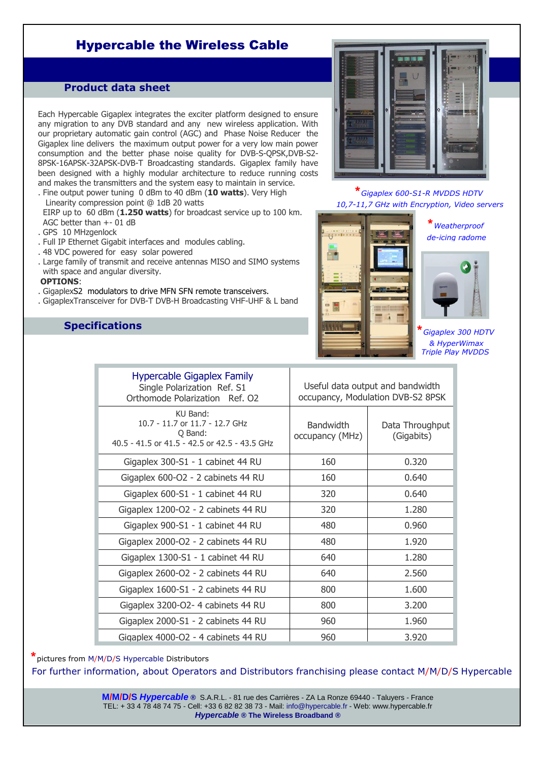# Hypercable the Wireless Cable

## Product data sheet

Each Hypercable Gigaplex integrates the exciter platform designed to ensure any migration to any DVB standard and any new wireless application. With our proprietary automatic gain control (AGC) and Phase Noise Reducer the Gigaplex line delivers the maximum output power for a very low main power consumption and the better phase noise quality for DVB-S-QPSK,DVB-S2-8PSK-16APSK-32APSK-DVB-T Broadcasting standards. Gigaplex family have been designed with a highly modular architecture to reduce running costs and makes the transmitters and the system easy to maintain in service.

. Fine output power tuning 0 dBm to 40 dBm (**10 watts**). Very High Linearity compression point @ 1dB 20 watts
EIRP up to 60 dBm (**1.250 watts**) for broadcast service up to 100 km.
AGC better than +- 01 dB
. GPS 10 MHzgenlock
. Full IP Ethernet Gigabit interfaces and modules cabling.
. 48 VDC powered for easy solar powered
. Large family of transmit and receive antennas MISO and SIMO systems with space and angular diversity.

**OPTIONS**:
. GigaplexS2 modulators to drive MFN SFN remote transceivers.
. GigaplexTransceiver for DVB-T DVB-H Broadcasting VHF-UHF & L band

*\* Gigaplex 600-S1-R MVDDS HDTV 10,7-11,7 GHz with Encryption, Video servers*

*\* Weatherproof de-icing radome*

*\* Gigaplex 300 HDTV & HyperWimax Triple Play MVDDS*

## Specifications

| Hypercable Gigaplex Family<br>Single Polarization Ref. S1<br>Orthomode Polarization Ref. O2 | Useful data output and bandwidth occupancy, Modulation DVB-S2 8PSK | |
|---|---|---|
| KU Band:<br>10.7 - 11.7 or 11.7 - 12.7 GHz<br>Q Band:<br>40.5 - 41.5 or 41.5 - 42.5 or 42.5 - 43.5 GHz | Bandwidth occupancy (MHz) | Data Throughput (Gigabits) |
| Gigaplex 300-S1 - 1 cabinet 44 RU | 160 | 0.320 |
| Gigaplex 600-O2 - 2 cabinets 44 RU | 160 | 0.640 |
| Gigaplex 600-S1 - 1 cabinet 44 RU | 320 | 0.640 |
| Gigaplex 1200-O2 - 2 cabinets 44 RU | 320 | 1.280 |
| Gigaplex 900-S1 - 1 cabinet 44 RU | 480 | 0.960 |
| Gigaplex 2000-O2 - 2 cabinets 44 RU | 480 | 1.920 |
| Gigaplex 1300-S1 - 1 cabinet 44 RU | 640 | 1.280 |
| Gigaplex 2600-O2 - 2 cabinets 44 RU | 640 | 2.560 |
| Gigaplex 1600-S1 - 2 cabinets 44 RU | 800 | 1.600 |
| Gigaplex 3200-O2- 4 cabinets 44 RU | 800 | 3.200 |
| Gigaplex 2000-S1 - 2 cabinets 44 RU | 960 | 1.960 |
| Gigaplex 4000-O2 - 4 cabinets 44 RU | 960 | 3.920 |

\*pictures from M/M/D/S Hypercable Distributors

For further information, about Operators and Distributors franchising please contact M/M/D/S Hypercable

**M/M/D/S *Hypercable* ®** S.A.R.L. - 81 rue des Carrières - ZA La Ronze 69440 - Taluyers - France
TEL: + 33 4 78 48 74 75 - Cell: +33 6 82 82 38 73 - Mail: info@hypercable.fr - Web: www.hypercable.fr
***Hypercable* ® The Wireless Broadband ®**